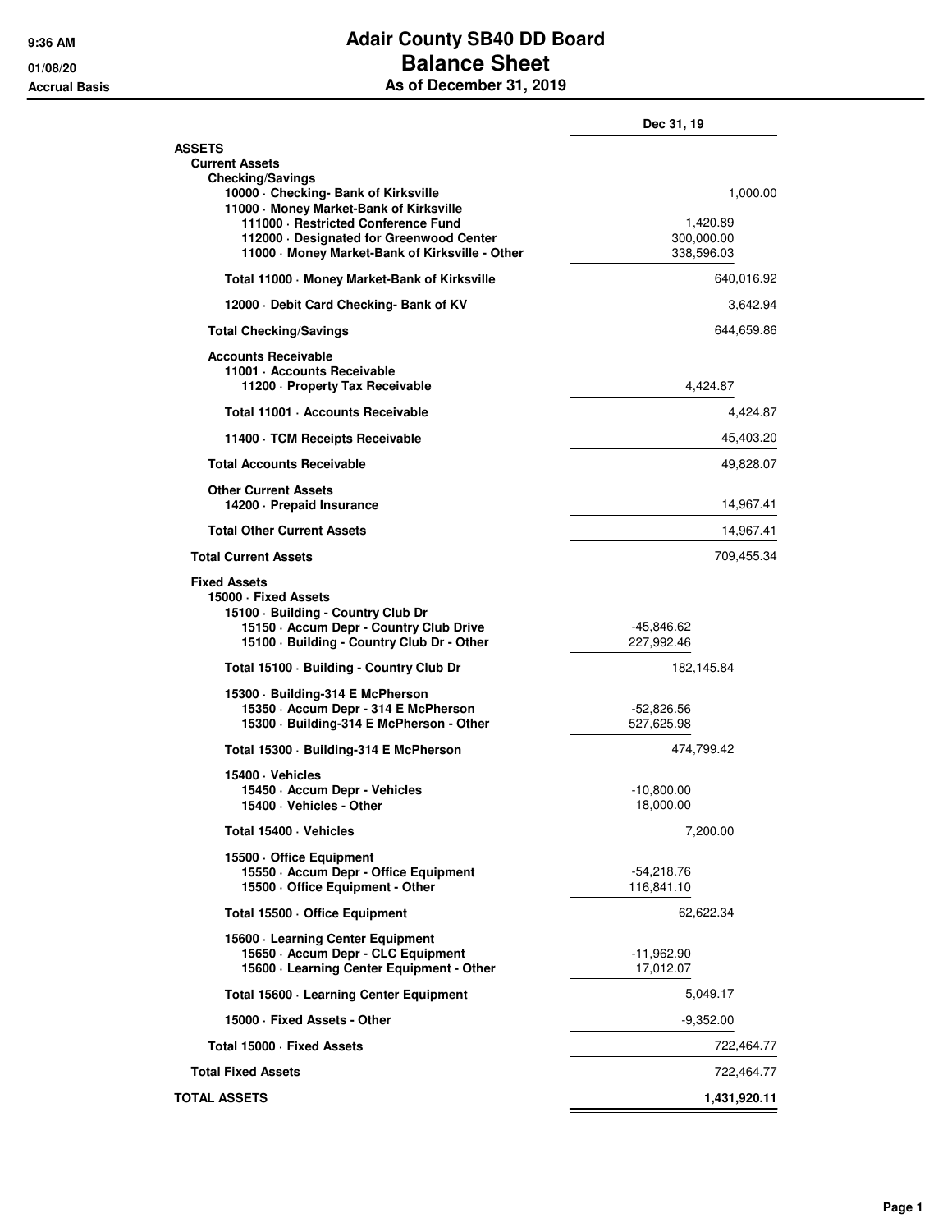# Adair County SB40 DD Board
## Balance Sheet
### As of December 31, 2019

9:36 AM
01/08/20
Accrual Basis

| | | Dec 31, 19 |
|---|---|---|
| **ASSETS** | | |
| **Current Assets** | | |
| **Checking/Savings** | | |
| **10000 · Checking- Bank of Kirksville** | | 1,000.00 |
| **11000 · Money Market-Bank of Kirksville** | | |
| **111000 · Restricted Conference Fund** | 1,420.89 | |
| **112000 · Designated for Greenwood Center** | 300,000.00 | |
| **11000 · Money Market-Bank of Kirksville - Other** | 338,596.03 | |
| **Total 11000 · Money Market-Bank of Kirksville** | | 640,016.92 |
| **12000 · Debit Card Checking- Bank of KV** | | 3,642.94 |
| **Total Checking/Savings** | | 644,659.86 |
| **Accounts Receivable** | | |
| **11001 · Accounts Receivable** | | |
| **11200 · Property Tax Receivable** | 4,424.87 | |
| **Total 11001 · Accounts Receivable** | | 4,424.87 |
| **11400 · TCM Receipts Receivable** | | 45,403.20 |
| **Total Accounts Receivable** | | 49,828.07 |
| **Other Current Assets** | | |
| **14200 · Prepaid Insurance** | | 14,967.41 |
| **Total Other Current Assets** | | 14,967.41 |
| **Total Current Assets** | | 709,455.34 |
| **Fixed Assets** | | |
| **15000 · Fixed Assets** | | |
| **15100 · Building - Country Club Dr** | | |
| **15150 · Accum Depr - Country Club Drive** | -45,846.62 | |
| **15100 · Building - Country Club Dr - Other** | 227,992.46 | |
| **Total 15100 · Building - Country Club Dr** | 182,145.84 | |
| **15300 · Building-314 E McPherson** | | |
| **15350 · Accum Depr - 314 E McPherson** | -52,826.56 | |
| **15300 · Building-314 E McPherson - Other** | 527,625.98 | |
| **Total 15300 · Building-314 E McPherson** | 474,799.42 | |
| **15400 · Vehicles** | | |
| **15450 · Accum Depr - Vehicles** | -10,800.00 | |
| **15400 · Vehicles - Other** | 18,000.00 | |
| **Total 15400 · Vehicles** | 7,200.00 | |
| **15500 · Office Equipment** | | |
| **15550 · Accum Depr - Office Equipment** | -54,218.76 | |
| **15500 · Office Equipment - Other** | 116,841.10 | |
| **Total 15500 · Office Equipment** | 62,622.34 | |
| **15600 · Learning Center Equipment** | | |
| **15650 · Accum Depr - CLC Equipment** | -11,962.90 | |
| **15600 · Learning Center Equipment - Other** | 17,012.07 | |
| **Total 15600 · Learning Center Equipment** | 5,049.17 | |
| **15000 · Fixed Assets - Other** | -9,352.00 | |
| **Total 15000 · Fixed Assets** | | 722,464.77 |
| **Total Fixed Assets** | | 722,464.77 |
| **TOTAL ASSETS** | | **1,431,920.11** |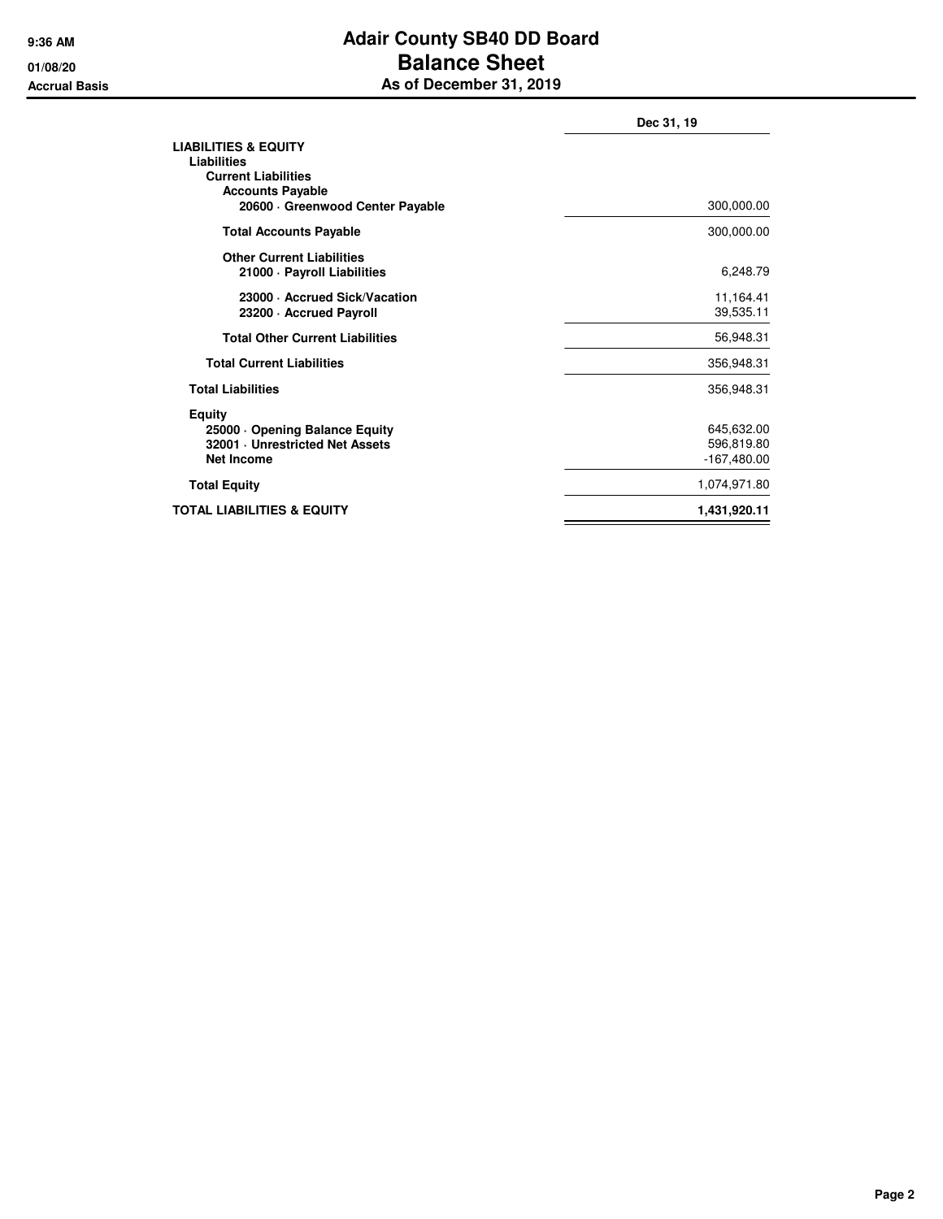9:36 AM
01/08/20
Accrual Basis

# Adair County SB40 DD Board
## Balance Sheet
### As of December 31, 2019

| | Dec 31, 19 |
|---|---|
| **LIABILITIES & EQUITY** | |
| **Liabilities** | |
| **Current Liabilities** | |
| **Accounts Payable** | |
| **20600 · Greenwood Center Payable** | 300,000.00 |
| **Total Accounts Payable** | 300,000.00 |
| **Other Current Liabilities** | |
| **21000 · Payroll Liabilities** | 6,248.79 |
| **23000 · Accrued Sick/Vacation** | 11,164.41 |
| **23200 · Accrued Payroll** | 39,535.11 |
| **Total Other Current Liabilities** | 56,948.31 |
| **Total Current Liabilities** | 356,948.31 |
| **Total Liabilities** | 356,948.31 |
| **Equity** | |
| **25000 · Opening Balance Equity** | 645,632.00 |
| **32001 · Unrestricted Net Assets** | 596,819.80 |
| **Net Income** | -167,480.00 |
| **Total Equity** | 1,074,971.80 |
| **TOTAL LIABILITIES & EQUITY** | **1,431,920.11** |